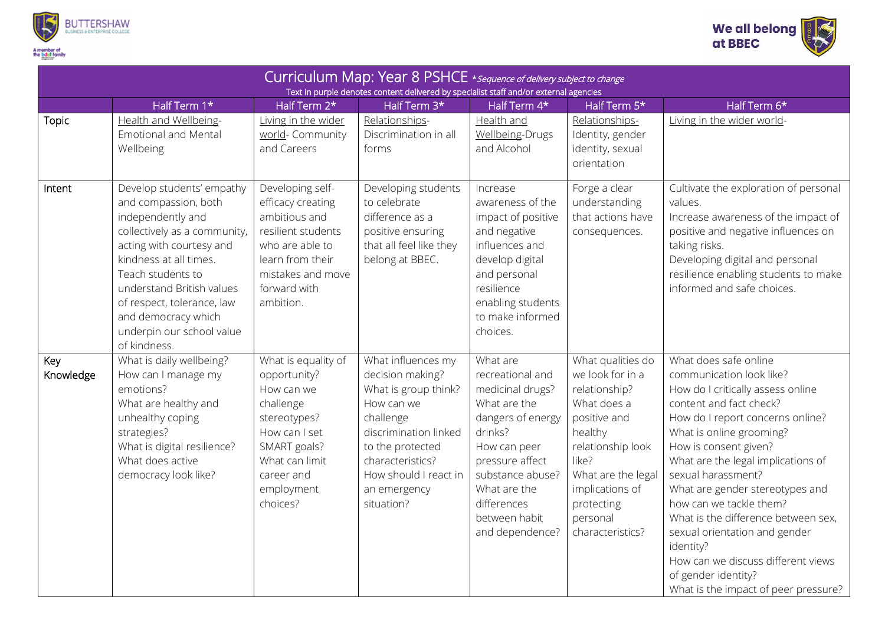# Curriculum Map: Year 8 PSHCE *Sequence of delivery subject to change

Text in purple denotes content delivered by specialist staff and/or external agencies

| | Half Term 1* | Half Term 2* | Half Term 3* | Half Term 4* | Half Term 5* | Half Term 6* |
|---|---|---|---|---|---|---|
| Topic | Health and Wellbeing- Emotional and Mental Wellbeing | Living in the wider world- Community and Careers | Relationships- Discrimination in all forms | Health and Wellbeing-Drugs and Alcohol | Relationships- Identity, gender identity, sexual orientation | Living in the wider world- |
| Intent | Develop students' empathy and compassion, both independently and collectively as a community, acting with courtesy and kindness at all times. Teach students to understand British values of respect, tolerance, law and democracy which underpin our school value of kindness. | Developing self-efficacy creating ambitious and resilient students who are able to learn from their mistakes and move forward with ambition. | Developing students to celebrate difference as a positive ensuring that all feel like they belong at BBEC. | Increase awareness of the impact of positive and negative influences and develop digital and personal resilience enabling students to make informed choices. | Forge a clear understanding that actions have consequences. | Cultivate the exploration of personal values. Increase awareness of the impact of positive and negative influences on taking risks. Developing digital and personal resilience enabling students to make informed and safe choices. |
| Key Knowledge | What is daily wellbeing? How can I manage my emotions? What are healthy and unhealthy coping strategies? What is digital resilience? What does active democracy look like? | What is equality of opportunity? How can we challenge stereotypes? How can I set SMART goals? What can limit career and employment choices? | What influences my decision making? What is group think? How can we challenge discrimination linked to the protected characteristics? How should I react in an emergency situation? | What are recreational and medicinal drugs? What are the dangers of energy drinks? How can peer pressure affect substance abuse? What are the differences between habit and dependence? | What qualities do we look for in a relationship? What does a positive and healthy relationship look like? What are the legal implications of protecting personal characteristics? | What does safe online communication look like? How do I critically assess online content and fact check? How do I report concerns online? What is online grooming? How is consent given? What are the legal implications of sexual harassment? What are gender stereotypes and how can we tackle them? What is the difference between sex, sexual orientation and gender identity? How can we discuss different views of gender identity? What is the impact of peer pressure? |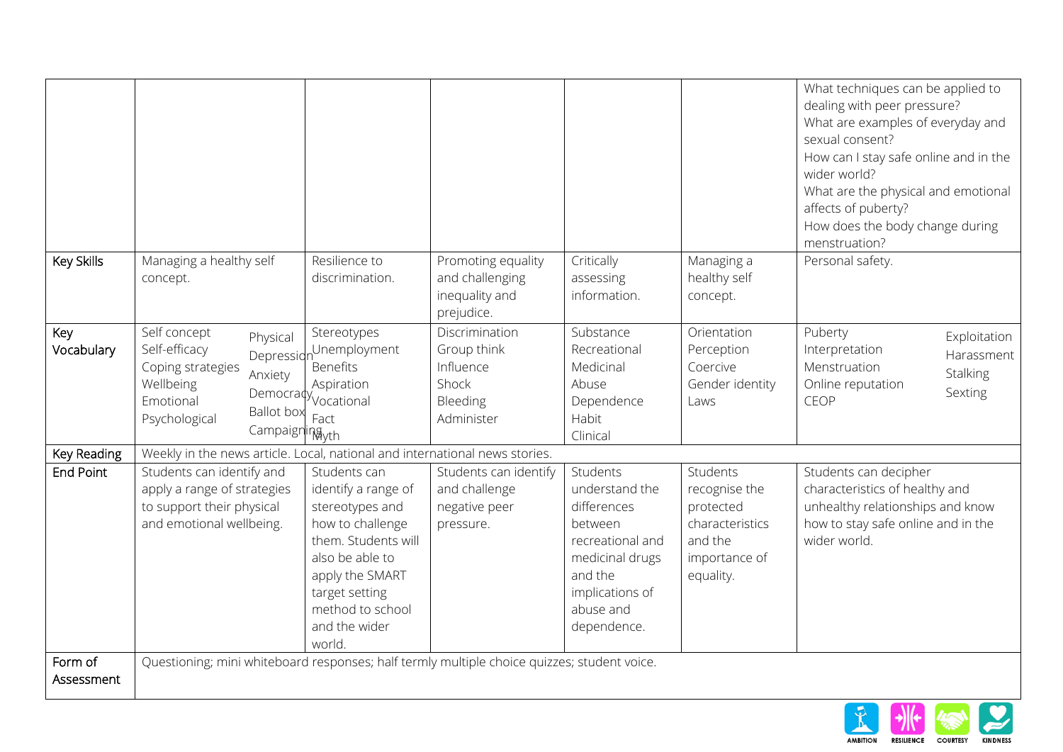| | | | | | | |
|---|---|---|---|---|---|---|
| | | | | | | What techniques can be applied to dealing with peer pressure?<br>What are examples of everyday and sexual consent?<br>How can I stay safe online and in the wider world?<br>What are the physical and emotional affects of puberty?<br>How does the body change during menstruation? |
| Key Skills | Managing a healthy self concept. | Resilience to discrimination. | Promoting equality and challenging inequality and prejudice. | Critically assessing information. | Managing a healthy self concept. | Personal safety. |
| Key Vocabulary | Self concept<br>Self-efficacy<br>Coping strategies<br>Wellbeing<br>Emotional<br>Psychological<br>Physical<br>Depression<br>Anxiety<br>Democracy<br>Ballot box<br>Campaigning | Stereotypes<br>Unemployment<br>Benefits<br>Aspiration<br>Vocational<br>Fact<br>Myth | Discrimination<br>Group think<br>Influence<br>Shock<br>Bleeding<br>Administer | Substance<br>Recreational<br>Medicinal<br>Abuse<br>Dependence<br>Habit<br>Clinical | Orientation<br>Perception<br>Coercive<br>Gender identity<br>Laws | Puberty<br>Interpretation<br>Menstruation<br>Online reputation<br>CEOP<br>Exploitation<br>Harassment<br>Stalking<br>Sexting |
| Key Reading | Weekly in the news article. Local, national and international news stories. | | | | | |
| End Point | Students can identify and apply a range of strategies to support their physical and emotional wellbeing. | Students can identify a range of stereotypes and how to challenge them. Students will also be able to apply the SMART target setting method to school and the wider world. | Students can identify and challenge negative peer pressure. | Students understand the differences between recreational and medicinal drugs and the implications of abuse and dependence. | Students recognise the protected characteristics and the importance of equality. | Students can decipher characteristics of healthy and unhealthy relationships and know how to stay safe online and in the wider world. |
| Form of Assessment | Questioning; mini whiteboard responses; half termly multiple choice quizzes; student voice. | | | | | |

AMBITION RESILIENCE COURTESY KINDNESS